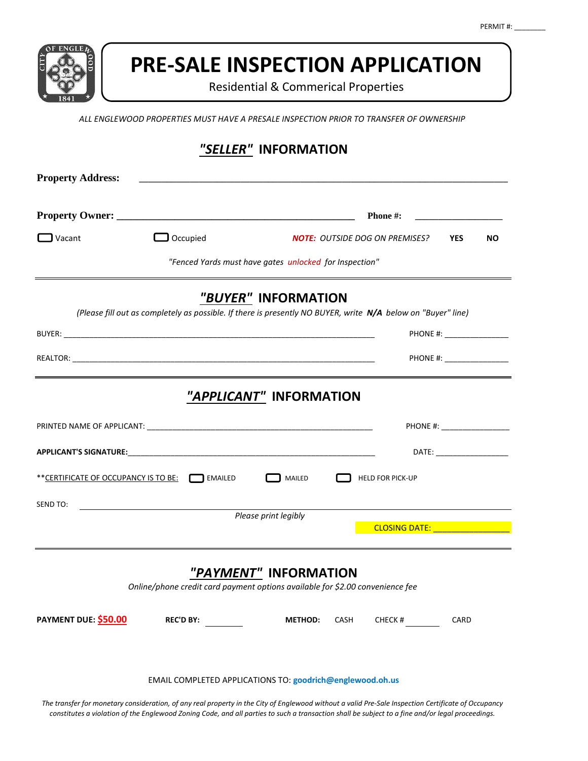PERMIT #: ________

# PRE-SALE INSPECTION APPLICATION

Residential & Commerical Properties

*ALL ENGLEWOOD PROPERTIES MUST HAVE A PRESALE INSPECTION PRIOR TO TRANSFER OF OWNERSHIP*

## *"SELLER"* INFORMATION

**Property Address:** ____________________________________________

**Property Owner:** ______________________________ **Phone #:** ______________

☐ Vacant ☐ Occupied ***NOTE:*** *OUTSIDE DOG ON PREMISES?* **YES** **NO**

*"Fenced Yards must have gates unlocked for Inspection"*

## *"BUYER"* INFORMATION

*(Please fill out as completely as possible. If there is presently NO BUYER, write **N/A** below on "Buyer" line)*

BUYER: ______________________________________________ PHONE #: ______________

REALTOR: ______________________________________________ PHONE #: ______________

## *"APPLICANT"* INFORMATION

PRINTED NAME OF APPLICANT: ______________________________ PHONE #: ______________

**APPLICANT'S SIGNATURE:** ______________________________ DATE: ______________

**CERTIFICATE OF OCCUPANCY IS TO BE: ☐ EMAILED ☐ MAILED ☐ HELD FOR PICK-UP

SEND TO: ______________________________________________

*Please print legibly*

CLOSING DATE: ______________

## *"PAYMENT"* INFORMATION

*Online/phone credit card payment options available for $2.00 convenience fee*

**PAYMENT DUE: $50.00** **REC'D BY:** ________ **METHOD:** CASH CHECK # ________ CARD

EMAIL COMPLETED APPLICATIONS TO: **goodrich@englewood.oh.us**

*The transfer for monetary consideration, of any real property in the City of Englewood without a valid Pre-Sale Inspection Certificate of Occupancy constitutes a violation of the Englewood Zoning Code, and all parties to such a transaction shall be subject to a fine and/or legal proceedings.*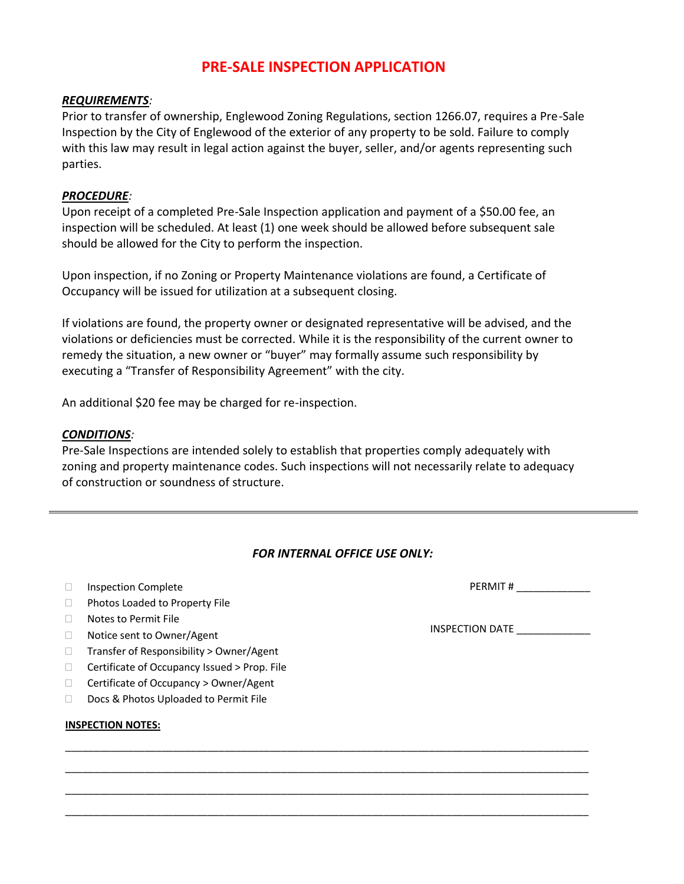# PRE-SALE INSPECTION APPLICATION

***REQUIREMENTS:***

Prior to transfer of ownership, Englewood Zoning Regulations, section 1266.07, requires a Pre-Sale Inspection by the City of Englewood of the exterior of any property to be sold. Failure to comply with this law may result in legal action against the buyer, seller, and/or agents representing such parties.

***PROCEDURE:***

Upon receipt of a completed Pre-Sale Inspection application and payment of a $50.00 fee, an inspection will be scheduled. At least (1) one week should be allowed before subsequent sale should be allowed for the City to perform the inspection.

Upon inspection, if no Zoning or Property Maintenance violations are found, a Certificate of Occupancy will be issued for utilization at a subsequent closing.

If violations are found, the property owner or designated representative will be advised, and the violations or deficiencies must be corrected. While it is the responsibility of the current owner to remedy the situation, a new owner or "buyer" may formally assume such responsibility by executing a "Transfer of Responsibility Agreement" with the city.

An additional $20 fee may be charged for re-inspection.

***CONDITIONS:***

Pre-Sale Inspections are intended solely to establish that properties comply adequately with zoning and property maintenance codes. Such inspections will not necessarily relate to adequacy of construction or soundness of structure.

---

***FOR INTERNAL OFFICE USE ONLY:***

- ☐ Inspection Complete
- ☐ Photos Loaded to Property File
- ☐ Notes to Permit File
- ☐ Notice sent to Owner/Agent
- ☐ Transfer of Responsibility > Owner/Agent
- ☐ Certificate of Occupancy Issued > Prop. File
- ☐ Certificate of Occupancy > Owner/Agent
- ☐ Docs & Photos Uploaded to Permit File

PERMIT # _____________

INSPECTION DATE _____________

**INSPECTION NOTES:**

_______________________________________________________________________________

_______________________________________________________________________________

_______________________________________________________________________________

_______________________________________________________________________________